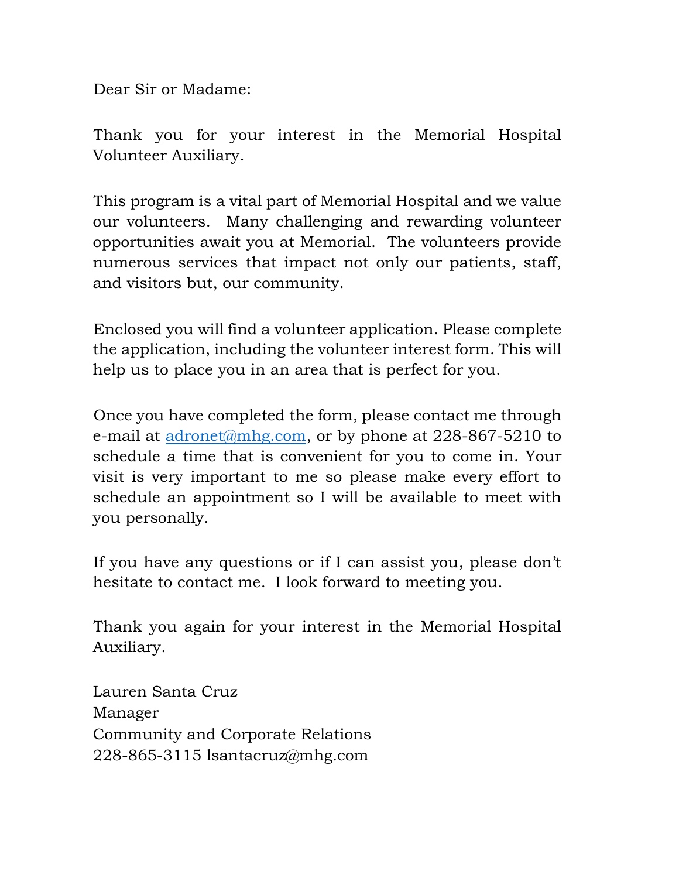Dear Sir or Madame:

Thank you for your interest in the Memorial Hospital Volunteer Auxiliary.

This program is a vital part of Memorial Hospital and we value our volunteers. Many challenging and rewarding volunteer opportunities await you at Memorial. The volunteers provide numerous services that impact not only our patients, staff, and visitors but, our community.

Enclosed you will find a volunteer application. Please complete the application, including the volunteer interest form. This will help us to place you in an area that is perfect for you.

Once you have completed the form, please contact me through e-mail at adronet@mhg.com, or by phone at 228-867-5210 to schedule a time that is convenient for you to come in. Your visit is very important to me so please make every effort to schedule an appointment so I will be available to meet with you personally.

If you have any questions or if I can assist you, please don't hesitate to contact me. I look forward to meeting you.

Thank you again for your interest in the Memorial Hospital Auxiliary.

Lauren Santa Cruz
Manager
Community and Corporate Relations
228-865-3115 lsantacruz@mhg.com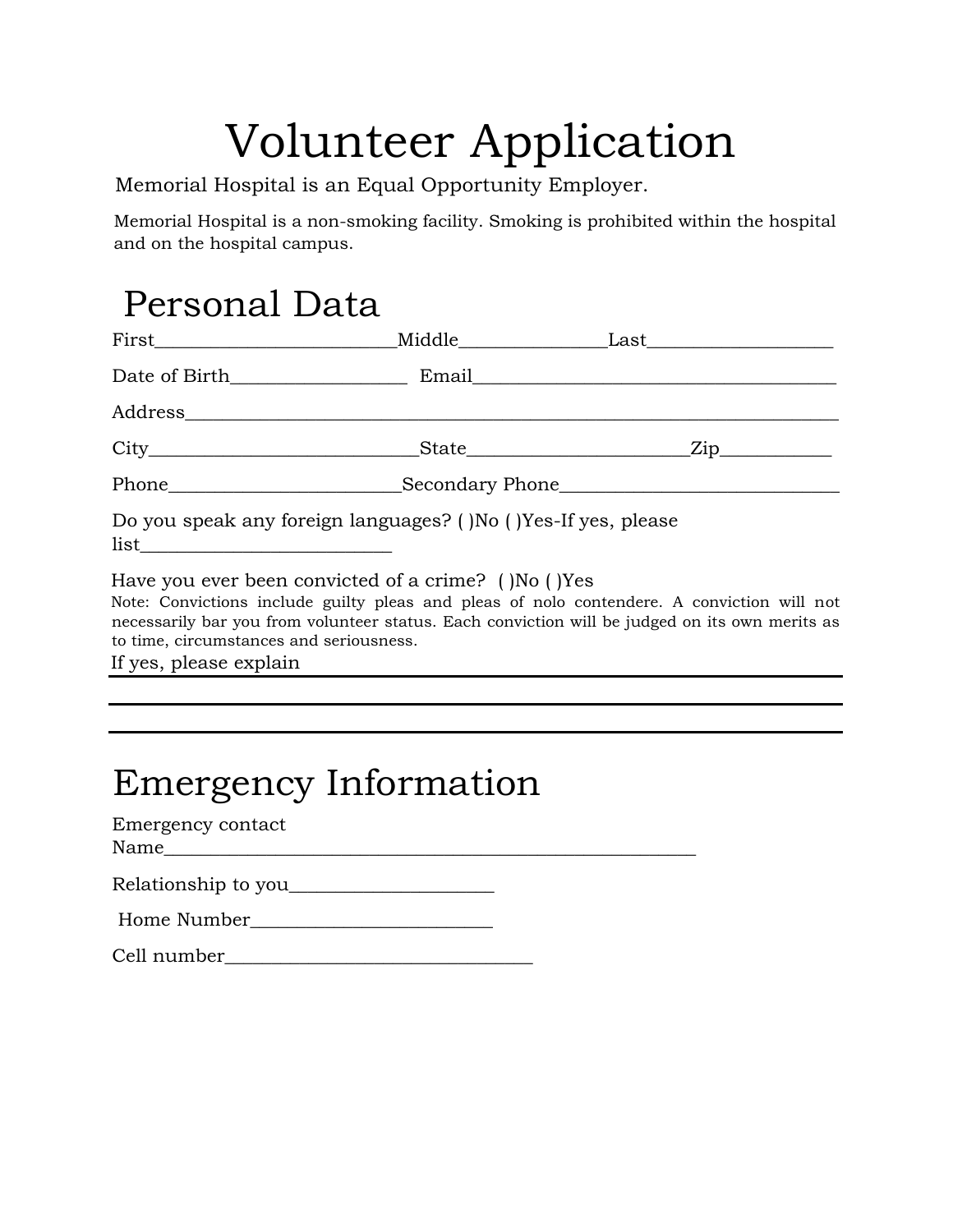# Volunteer Application

Memorial Hospital is an Equal Opportunity Employer.

Memorial Hospital is a non-smoking facility. Smoking is prohibited within the hospital and on the hospital campus.

## Personal Data

First__________________________Middle________________Last____________________

Date of Birth___________________ Email_______________________________________

Address_______________________________________________________________________

City_____________________________State________________________Zip____________

Phone_________________________Secondary Phone_____________________________

Do you speak any foreign languages? ( )No ( )Yes-If yes, please list___________________________

Have you ever been convicted of a crime? ( )No ( )Yes

Note: Convictions include guilty pleas and pleas of nolo contendere. A conviction will not necessarily bar you from volunteer status. Each conviction will be judged on its own merits as to time, circumstances and seriousness.

If yes, please explain

______________________________________________________________________________

______________________________________________________________________________

______________________________________________________________________________

## Emergency Information

Emergency contact Name__________________________________________________________

Relationship to you______________________

Home Number__________________________

Cell number__________________________________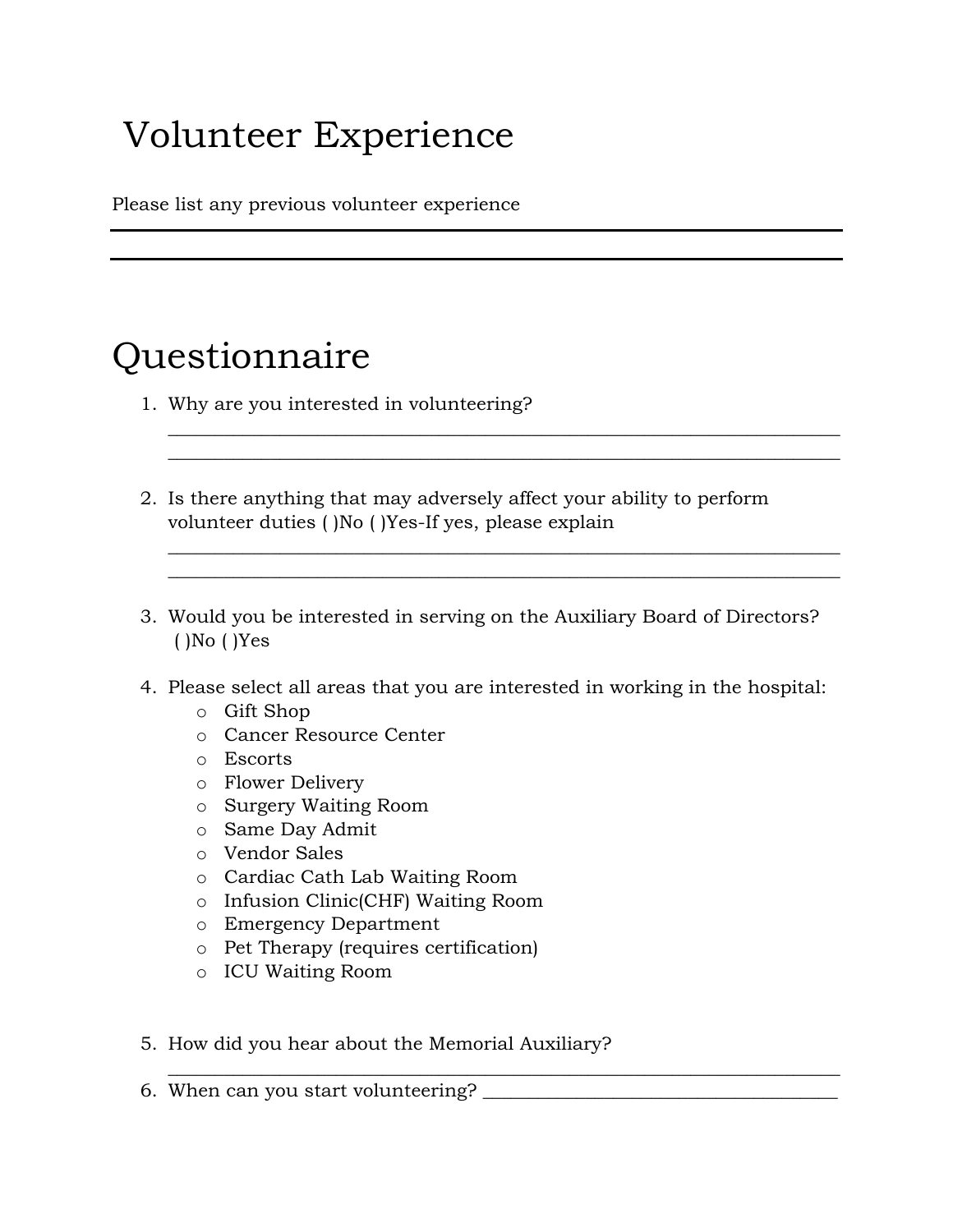# Volunteer Experience

Please list any previous volunteer experience

___

___

# Questionnaire

1. Why are you interested in volunteering?
   ___
   ___

2. Is there anything that may adversely affect your ability to perform volunteer duties ( )No ( )Yes-If yes, please explain
   ___
   ___

3. Would you be interested in serving on the Auxiliary Board of Directors? ( )No ( )Yes

4. Please select all areas that you are interested in working in the hospital:
   - Gift Shop
   - Cancer Resource Center
   - Escorts
   - Flower Delivery
   - Surgery Waiting Room
   - Same Day Admit
   - Vendor Sales
   - Cardiac Cath Lab Waiting Room
   - Infusion Clinic(CHF) Waiting Room
   - Emergency Department
   - Pet Therapy (requires certification)
   - ICU Waiting Room

5. How did you hear about the Memorial Auxiliary?
   ___
6. When can you start volunteering? ___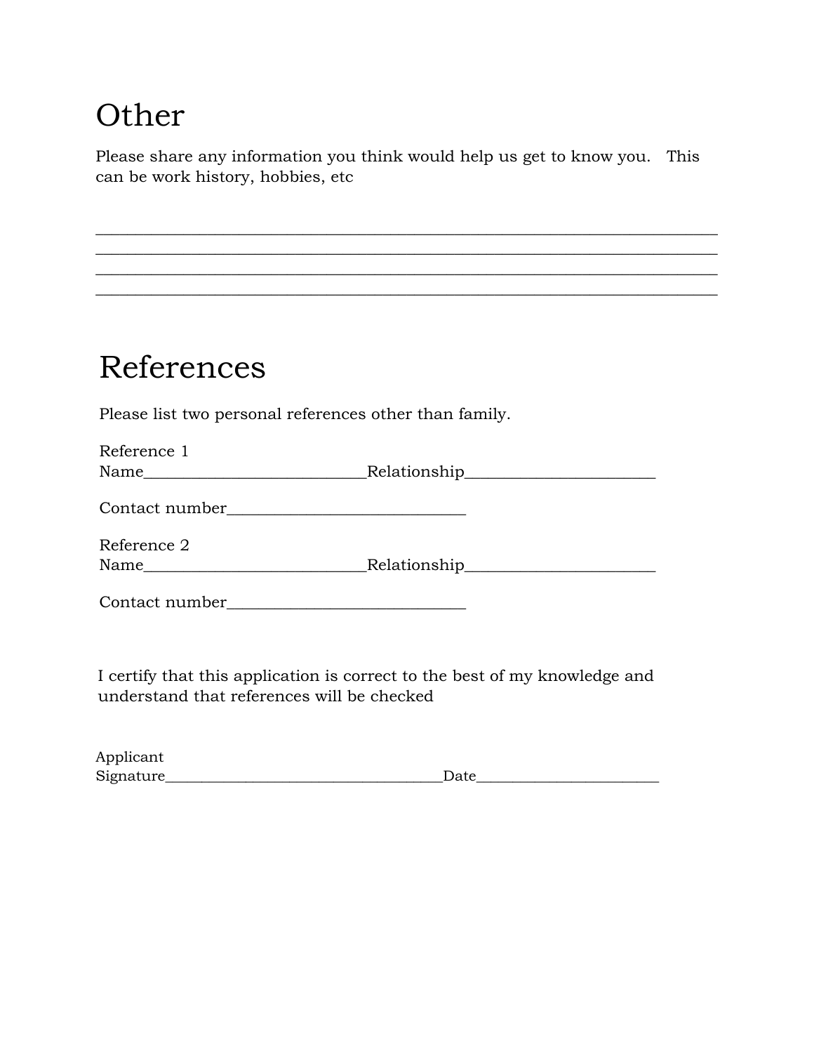# Other

Please share any information you think would help us get to know you.   This can be work history, hobbies, etc

______________________________________________________________________________
______________________________________________________________________________
______________________________________________________________________________
______________________________________________________________________________

# References

Please list two personal references other than family.

Reference 1
Name___________________________Relationship_______________________

Contact number_____________________________

Reference 2
Name___________________________Relationship_______________________

Contact number_____________________________

I certify that this application is correct to the best of my knowledge and understand that references will be checked

Applicant
Signature____________________________________Date_______________________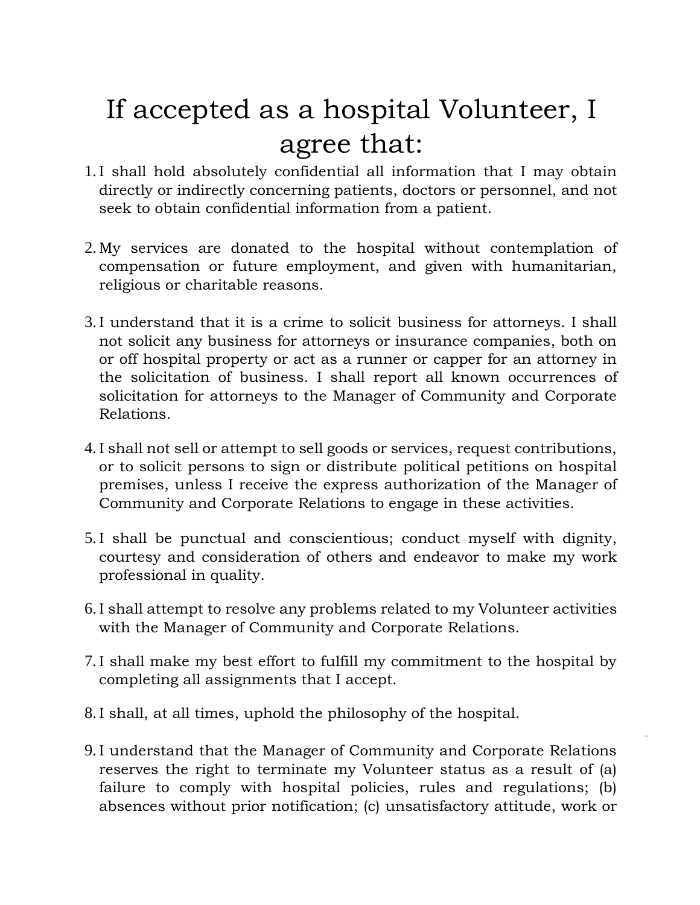# If accepted as a hospital Volunteer, I agree that:

1. I shall hold absolutely confidential all information that I may obtain directly or indirectly concerning patients, doctors or personnel, and not seek to obtain confidential information from a patient.

2. My services are donated to the hospital without contemplation of compensation or future employment, and given with humanitarian, religious or charitable reasons.

3. I understand that it is a crime to solicit business for attorneys. I shall not solicit any business for attorneys or insurance companies, both on or off hospital property or act as a runner or capper for an attorney in the solicitation of business. I shall report all known occurrences of solicitation for attorneys to the Manager of Community and Corporate Relations.

4. I shall not sell or attempt to sell goods or services, request contributions, or to solicit persons to sign or distribute political petitions on hospital premises, unless I receive the express authorization of the Manager of Community and Corporate Relations to engage in these activities.

5. I shall be punctual and conscientious; conduct myself with dignity, courtesy and consideration of others and endeavor to make my work professional in quality.

6. I shall attempt to resolve any problems related to my Volunteer activities with the Manager of Community and Corporate Relations.

7. I shall make my best effort to fulfill my commitment to the hospital by completing all assignments that I accept.

8. I shall, at all times, uphold the philosophy of the hospital.

9. I understand that the Manager of Community and Corporate Relations reserves the right to terminate my Volunteer status as a result of (a) failure to comply with hospital policies, rules and regulations; (b) absences without prior notification; (c) unsatisfactory attitude, work or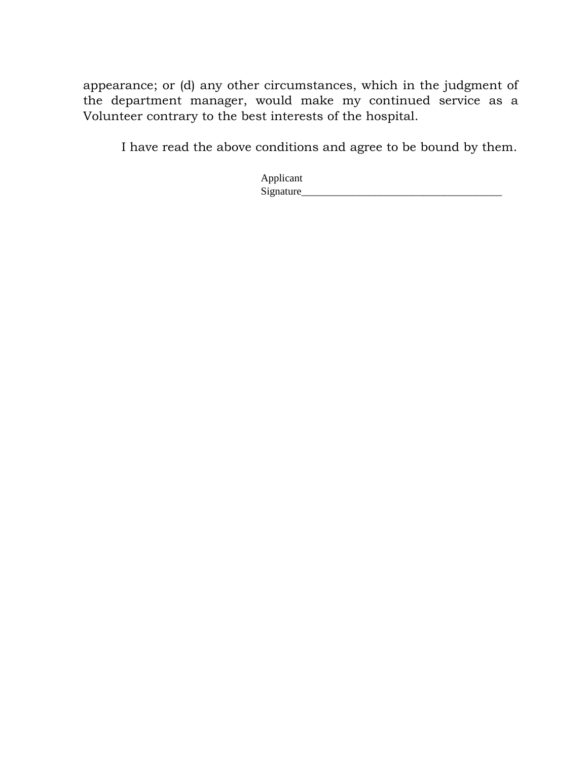appearance; or (d) any other circumstances, which in the judgment of the department manager, would make my continued service as a Volunteer contrary to the best interests of the hospital.

I have read the above conditions and agree to be bound by them.

Applicant Signature_____________________________________